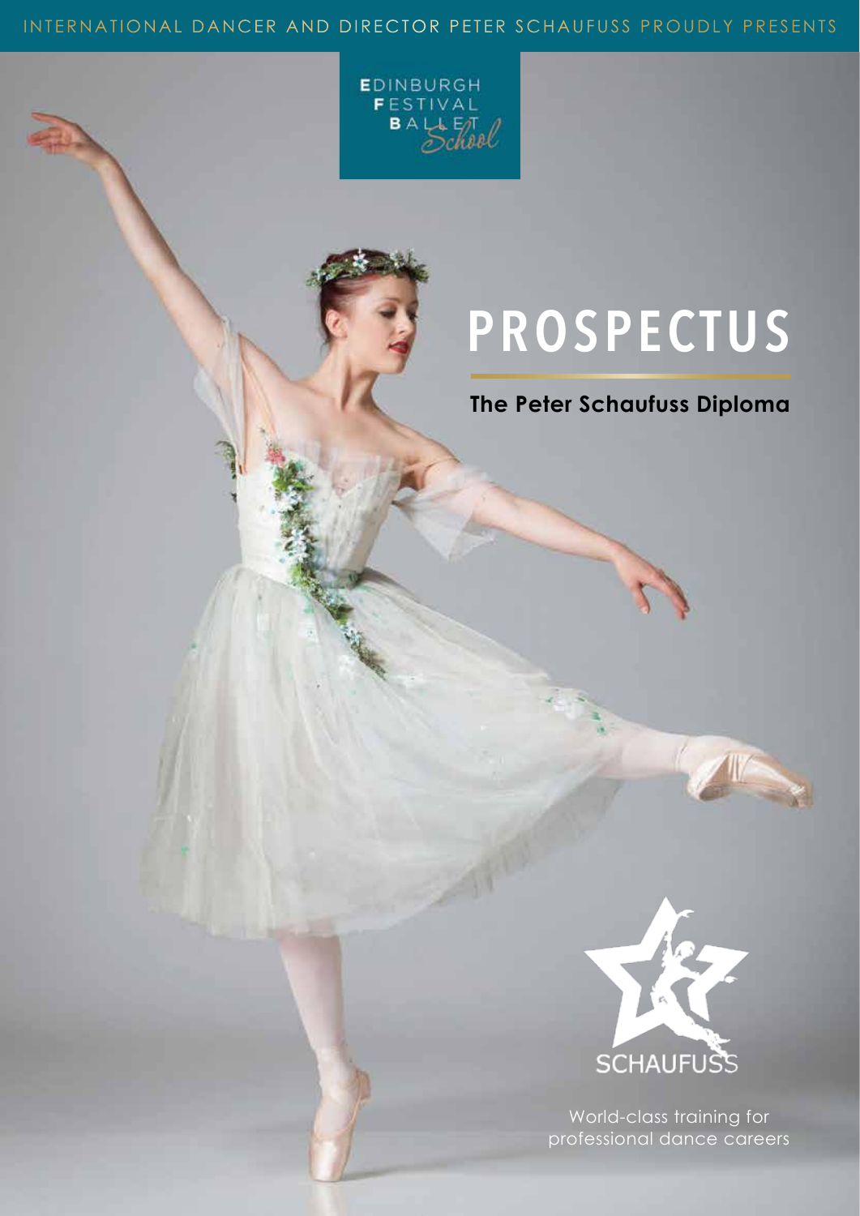INTERNATIONAL DANCER AND DIRECTOR PETER SCHAUFUSS PROUDLY PRESENTS

EDINBURGH FESTIVAL BALLET School

# PROSPECTUS

## The Peter Schaufuss Diploma

SCHAUFUSS

World-class training for professional dance careers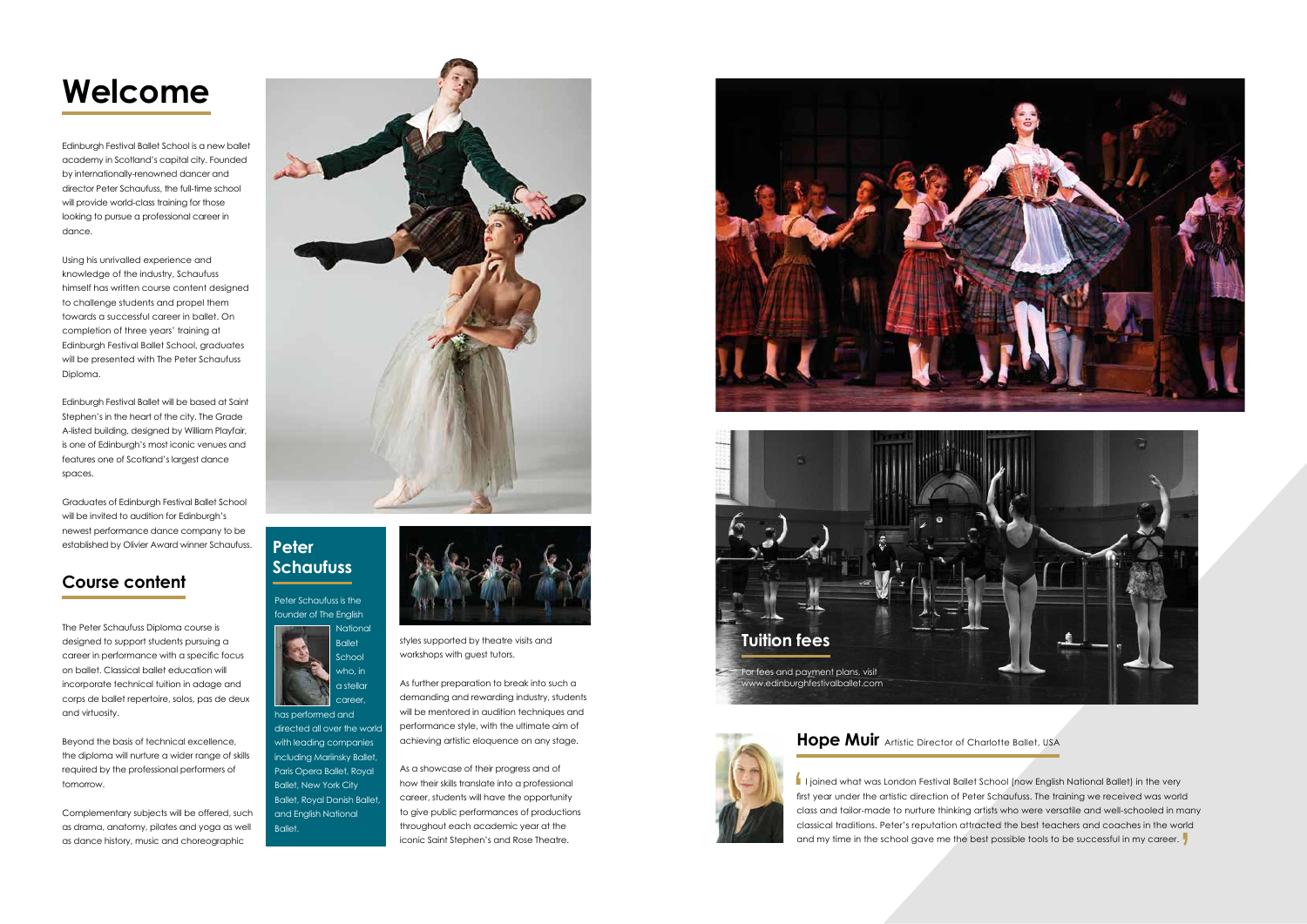# Welcome

Edinburgh Festival Ballet School is a new ballet academy in Scotland's capital city. Founded by internationally-renowned dancer and director Peter Schaufuss, the full-time school will provide world-class training for those looking to pursue a professional career in dance.

Using his unrivalled experience and knowledge of the industry, Schaufuss himself has written course content designed to challenge students and propel them towards a successful career in ballet. On completion of three years' training at Edinburgh Festival Ballet School, graduates will be presented with The Peter Schaufuss Diploma.

Edinburgh Festival Ballet will be based at Saint Stephen's in the heart of the city. The Grade A-listed building, designed by William Playfair, is one of Edinburgh's most iconic venues and features one of Scotland's largest dance spaces.

Graduates of Edinburgh Festival Ballet School will be invited to audition for Edinburgh's newest performance dance company to be established by Olivier Award winner Schaufuss.

## Course content

The Peter Schaufuss Diploma course is designed to support students pursuing a career in performance with a specific focus on ballet. Classical ballet education will incorporate technical tuition in adage and corps de ballet repertoire, solos, pas de deux and virtuosity.

Beyond the basis of technical excellence, the diploma will nurture a wider range of skills required by the professional performers of tomorrow.

Complementary subjects will be offered, such as drama, anatomy, pilates and yoga as well as dance history, music and choreographic styles supported by theatre visits and workshops with guest tutors.

As further preparation to break into such a demanding and rewarding industry, students will be mentored in audition techniques and performance style, with the ultimate aim of achieving artistic eloquence on any stage.

As a showcase of their progress and of how their skills translate into a professional career, students will have the opportunity to give public performances of productions throughout each academic year at the iconic Saint Stephen's and Rose Theatre.

## Peter Schaufuss

Peter Schaufuss is the founder of The English National Ballet School who, in a stellar career, has performed and directed all over the world with leading companies including Mariinsky Ballet, Paris Opera Ballet, Royal Ballet, New York City Ballet, Royal Danish Ballet, and English National Ballet.

## Tuition fees

For fees and payment plans, visit www.edinburghfestivalballet.com

## Hope Muir Artistic Director of Charlotte Ballet, USA

"I joined what was London Festival Ballet School (now English National Ballet) in the very first year under the artistic direction of Peter Schaufuss. The training we received was world class and tailor-made to nurture thinking artists who were versatile and well-schooled in many classical traditions. Peter's reputation attracted the best teachers and coaches in the world and my time in the school gave me the best possible tools to be successful in my career."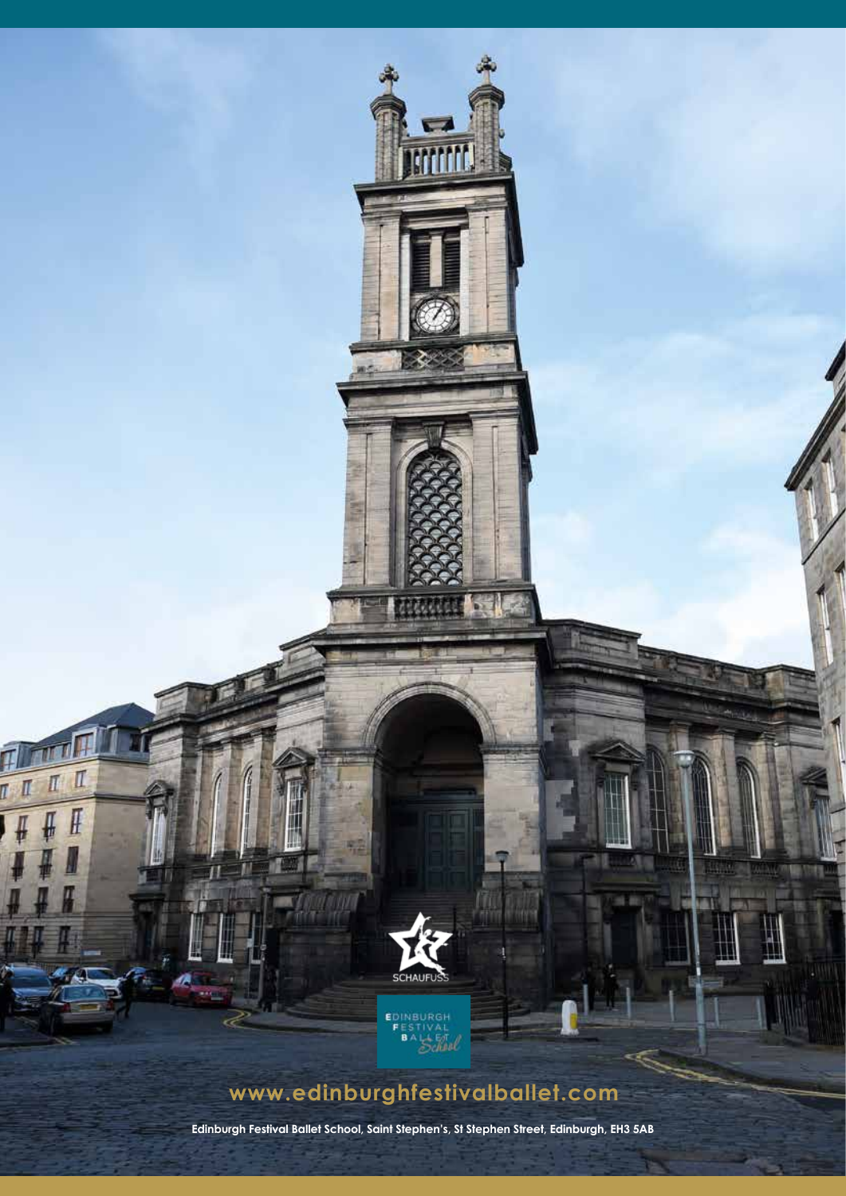SCHAUFUSS

EDINBURGH FESTIVAL BALLET School

**www.edinburghfestivalballet.com**

**Edinburgh Festival Ballet School, Saint Stephen's, St Stephen Street, Edinburgh, EH3 5AB**